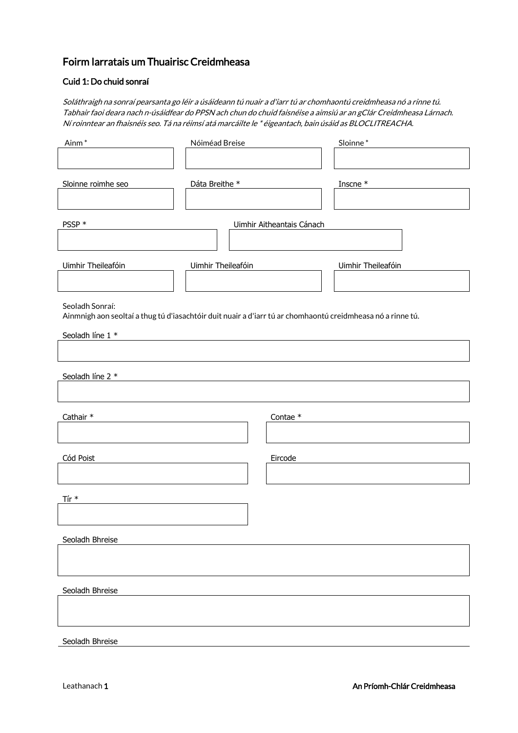# Foirm Iarratais um Thuairisc Creidmheasa

## Cuid 1: Do chuid sonraí

*Soláthraigh na sonraí pearsanta go léir a úsáideann tú nuair a d'iarr tú ar chomhaontú creidmheasa nó a rinne tú. Tabhair faoi deara nach n-úsáidfear do PPSN ach chun do chuid faisnéise a aimsiú ar an gClár Creidmheasa Lárnach. Ní roinntear an fhaisnéis seo. Tá na réimsí atá marcáilte le * éigeantach, bain úsáid as BLOCLITREACHA.*

Ainm *

Nóiméad Breise

Sloinne *

Sloinne roimhe seo

Dáta Breithe *

Inscne *

PSSP *

Uimhir Aitheantais Cánach

Uimhir Theileafóin

Uimhir Theileafóin

Uimhir Theileafóin

Seoladh Sonraí:
Ainmnigh aon seoltaí a thug tú d'iasachtóir duit nuair a d'iarr tú ar chomhaontú creidmheasa nó a rinne tú.

Seoladh líne 1 *

Seoladh líne 2 *

Cathair *

Contae *

Cód Poist

Eircode

Tír *

Seoladh Bhreise

Seoladh Bhreise

Seoladh Bhreise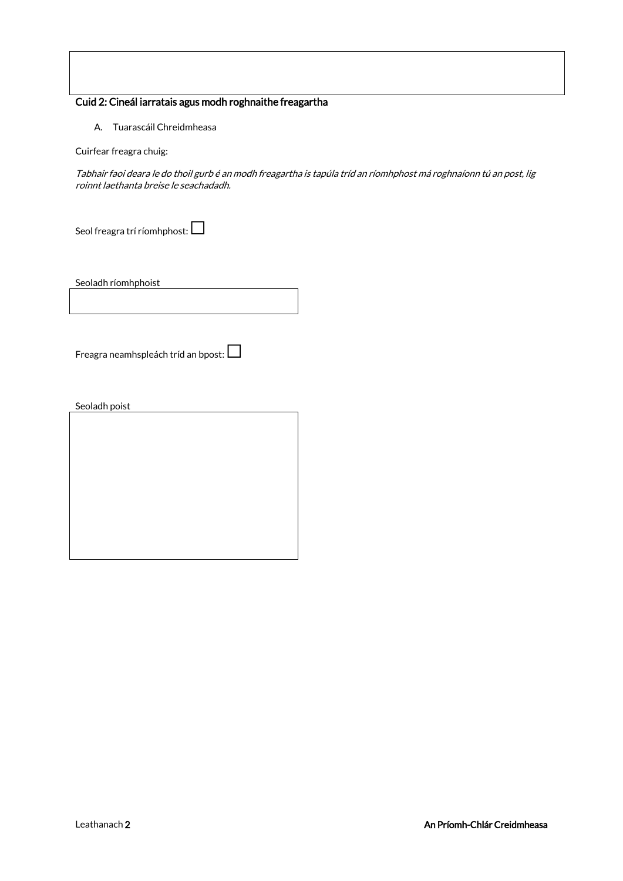## Cuid 2: Cineál iarratais agus modh roghnaithe freagartha

A. Tuarascáil Chreidmheasa

Cuirfear freagra chuig:

*Tabhair faoi deara le do thoil gurb é an modh freagartha is tapúla tríd an ríomhphost má roghnaíonn tú an post, lig roinnt laethanta breise le seachadadh.*

Seol freagra trí ríomhphost: ☐

Seoladh ríomhphoist

Freagra neamhspleách tríd an bpost: ☐

Seoladh poist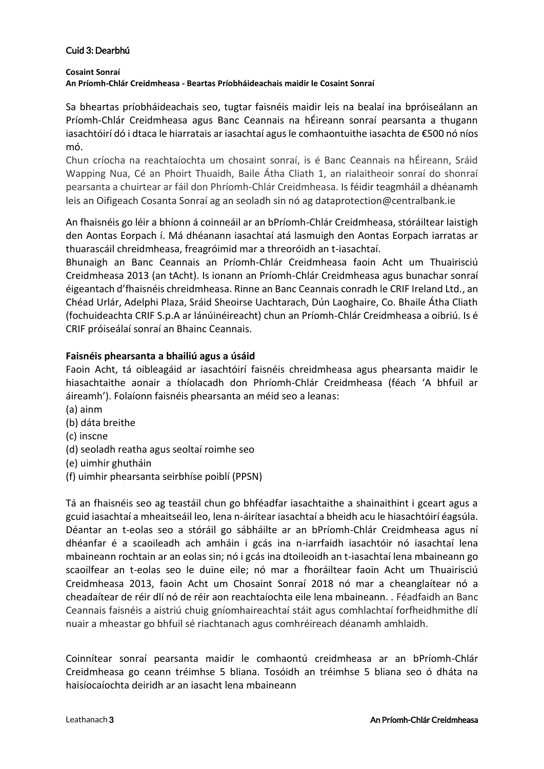## Cuid 3: Dearbhú

**Cosaint Sonraí**
**An Príomh-Chlár Creidmheasa - Beartas Príobháideachais maidir le Cosaint Sonraí**

Sa bheartas príobháideachais seo, tugtar faisnéis maidir leis na bealaí ina bpróiseálann an Príomh-Chlár Creidmheasa agus Banc Ceannais na hÉireann sonraí pearsanta a thugann iasachtóirí dó i dtaca le hiarratais ar iasachtaí agus le comhaontuithe iasachta de €500 nó níos mó.

Chun críocha na reachtaíochta um chosaint sonraí, is é Banc Ceannais na hÉireann, Sráid Wapping Nua, Cé an Phoirt Thuaidh, Baile Átha Cliath 1, an rialaitheoir sonraí do shonraí pearsanta a chuirtear ar fáil don Phríomh-Chlár Creidmheasa. Is féidir teagmháil a dhéanamh leis an Oifigeach Cosanta Sonraí ag an seoladh sin nó ag dataprotection@centralbank.ie

An fhaisnéis go léir a bhíonn á coinneáil ar an bPríomh-Chlár Creidmheasa, stóráiltear laistigh den Aontas Eorpach í. Má dhéanann iasachtaí atá lasmuigh den Aontas Eorpach iarratas ar thuarascáil chreidmheasa, freagróimid mar a threoróidh an t-iasachtaí.

Bhunaigh an Banc Ceannais an Príomh-Chlár Creidmheasa faoin Acht um Thuairisciú Creidmheasa 2013 (an tAcht). Is ionann an Príomh-Chlár Creidmheasa agus bunachar sonraí éigeantach d'fhaisnéis chreidmheasa. Rinne an Banc Ceannais conradh le CRIF Ireland Ltd., an Chéad Urlár, Adelphi Plaza, Sráid Sheoirse Uachtarach, Dún Laoghaire, Co. Bhaile Átha Cliath (fochuideachta CRIF S.p.A ar lánúinéireacht) chun an Príomh-Chlár Creidmheasa a oibriú. Is é CRIF próiseálaí sonraí an Bhainc Ceannais.

### Faisnéis phearsanta a bhailiú agus a úsáid

Faoin Acht, tá oibleagáid ar iasachtóirí faisnéis chreidmheasa agus phearsanta maidir le hiasachtaithe aonair a thíolacadh don Phríomh-Chlár Creidmheasa (féach 'A bhfuil ar áireamh'). Folaíonn faisnéis phearsanta an méid seo a leanas:

(a) ainm
(b) dáta breithe
(c) inscne
(d) seoladh reatha agus seoltaí roimhe seo
(e) uimhir ghutháin
(f) uimhir phearsanta seirbhíse poiblí (PPSN)

Tá an fhaisnéis seo ag teastáil chun go bhféadfar iasachtaithe a shainaithint i gceart agus a gcuid iasachtaí a mheaitseáil leo, lena n-áirítear iasachtaí a bheidh acu le hiasachtóirí éagsúla. Déantar an t-eolas seo a stóráil go sábháilte ar an bPríomh-Chlár Creidmheasa agus ní dhéanfar é a scaoileadh ach amháin i gcás ina n-iarrfaidh iasachtóir nó iasachtaí lena mbaineann rochtain ar an eolas sin; nó i gcás ina dtoileoidh an t-iasachtaí lena mbaineann go scaoilfear an t-eolas seo le duine eile; nó mar a fhoráiltear faoin Acht um Thuairisciú Creidmheasa 2013, faoin Acht um Chosaint Sonraí 2018 nó mar a cheanglaítear nó a cheadaítear de réir dlí nó de réir aon reachtaíochta eile lena mbaineann. . Féadfaidh an Banc Ceannais faisnéis a aistriú chuig gníomhaireachtaí stáit agus comhlachtaí forfheidhmithe dlí nuair a mheastar go bhfuil sé riachtanach agus comhréireach déanamh amhlaidh.

Coinnítear sonraí pearsanta maidir le comhaontú creidmheasa ar an bPríomh-Chlár Creidmheasa go ceann tréimhse 5 bliana. Tosóidh an tréimhse 5 bliana seo ó dháta na haisíocaíochta deiridh ar an iasacht lena mbaineann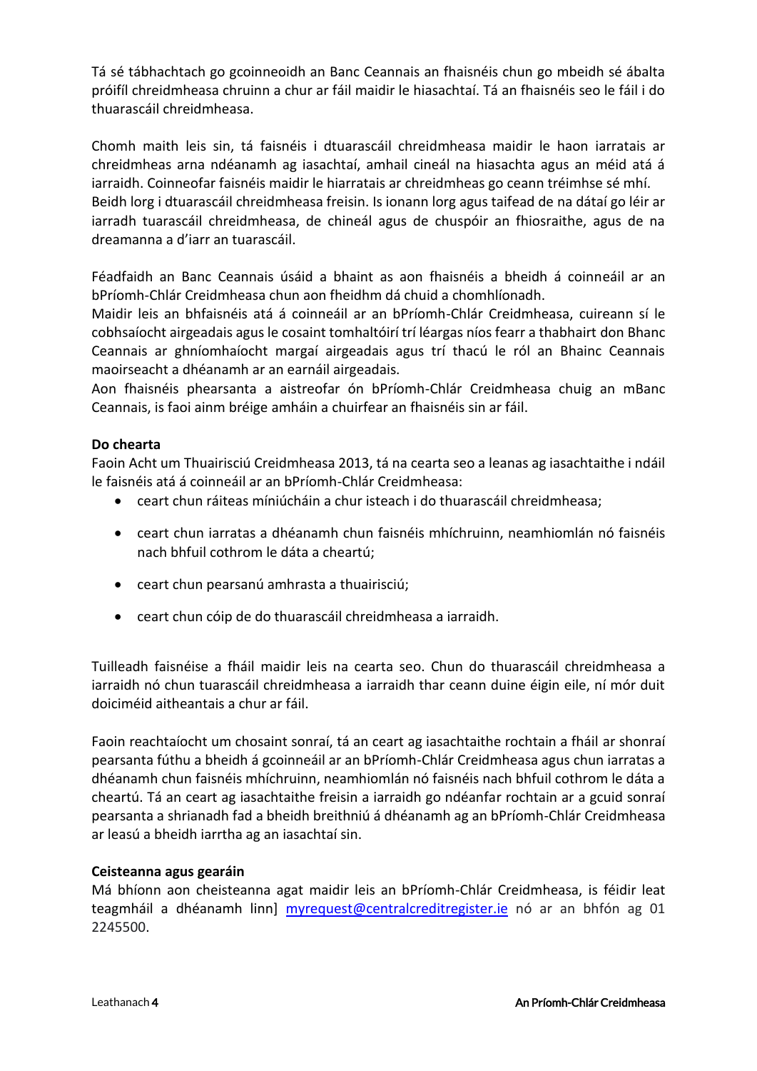Tá sé tábhachtach go gcoinneoidh an Banc Ceannais an fhaisnéis chun go mbeidh sé ábalta próifíl chreidmheasa chruinn a chur ar fáil maidir le hiasachtaí. Tá an fhaisnéis seo le fáil i do thuarascáil chreidmheasa.

Chomh maith leis sin, tá faisnéis i dtuarascáil chreidmheasa maidir le haon iarratais ar chreidmheas arna ndéanamh ag iasachtaí, amhail cineál na hiasachta agus an méid atá á iarraidh. Coinneofar faisnéis maidir le hiarratais ar chreidmheas go ceann tréimhse sé mhí.
Beidh lorg i dtuarascáil chreidmheasa freisin. Is ionann lorg agus taifead de na dátaí go léir ar iarradh tuarascáil chreidmheasa, de chineál agus de chuspóir an fhiosraithe, agus de na dreamanna a d'iarr an tuarascáil.

Féadfaidh an Banc Ceannais úsáid a bhaint as aon fhaisnéis a bheidh á coinneáil ar an bPríomh-Chlár Creidmheasa chun aon fheidhm dá chuid a chomhlíonadh.
Maidir leis an bhfaisnéis atá á coinneáil ar an bPríomh-Chlár Creidmheasa, cuireann sí le cobhsaíocht airgeadais agus le cosaint tomhaltóirí trí léargas níos fearr a thabhairt don Bhanc Ceannais ar ghníomhaíocht margaí airgeadais agus trí thacú le ról an Bhainc Ceannais maoirseacht a dhéanamh ar an earnáil airgeadais.
Aon fhaisnéis phearsanta a aistreofar ón bPríomh-Chlár Creidmheasa chuig an mBanc Ceannais, is faoi ainm bréige amháin a chuirfear an fhaisnéis sin ar fáil.

**Do chearta**
Faoin Acht um Thuairisciú Creidmheasa 2013, tá na cearta seo a leanas ag iasachtaithe i ndáil le faisnéis atá á coinneáil ar an bPríomh-Chlár Creidmheasa:

- ceart chun ráiteas míniúcháin a chur isteach i do thuarascáil chreidmheasa;
- ceart chun iarratas a dhéanamh chun faisnéis mhíchruinn, neamhiomlán nó faisnéis nach bhfuil cothrom le dáta a cheartú;
- ceart chun pearsanú amhrasta a thuairisciú;
- ceart chun cóip de do thuarascáil chreidmheasa a iarraidh.

Tuilleadh faisnéise a fháil maidir leis na cearta seo. Chun do thuarascáil chreidmheasa a iarraidh nó chun tuarascáil chreidmheasa a iarraidh thar ceann duine éigin eile, ní mór duit doiciméid aitheantais a chur ar fáil.

Faoin reachtaíocht um chosaint sonraí, tá an ceart ag iasachtaithe rochtain a fháil ar shonraí pearsanta fúthu a bheidh á gcoinneáil ar an bPríomh-Chlár Creidmheasa agus chun iarratas a dhéanamh chun faisnéis mhíchruinn, neamhiomlán nó faisnéis nach bhfuil cothrom le dáta a cheartú. Tá an ceart ag iasachtaithe freisin a iarraidh go ndéanfar rochtain ar a gcuid sonraí pearsanta a shrianadh fad a bheidh breithniú á dhéanamh ag an bPríomh-Chlár Creidmheasa ar leasú a bheidh iarrtha ag an iasachtaí sin.

**Ceisteanna agus gearáin**
Má bhíonn aon cheisteanna agat maidir leis an bPríomh-Chlár Creidmheasa, is féidir leat teagmháil a dhéanamh linn] myrequest@centralcreditregister.ie nó ar an bhfón ag 01 2245500.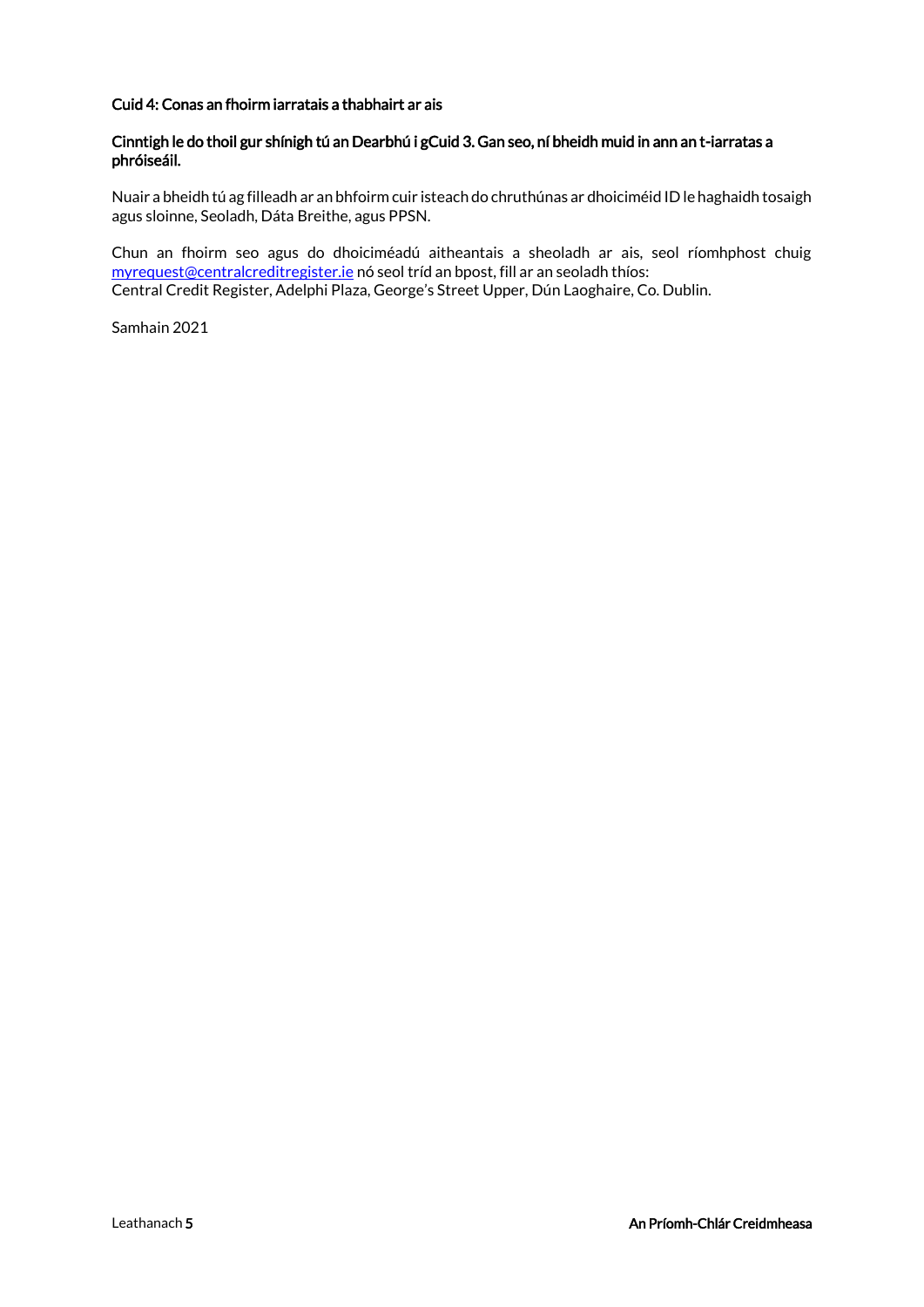## Cuid 4: Conas an fhoirm iarratais a thabhairt ar ais

**Cinntigh le do thoil gur shínigh tú an Dearbhú i gCuid 3. Gan seo, ní bheidh muid in ann an t-iarratas a phróiseáil.**

Nuair a bheidh tú ag filleadh ar an bhfoirm cuir isteach do chruthúnas ar dhoiciméid ID le haghaidh tosaigh agus sloinne, Seoladh, Dáta Breithe, agus PPSN.

Chun an fhoirm seo agus do dhoiciméadú aitheantais a sheoladh ar ais, seol ríomhphost chuig [myrequest@centralcreditregister.ie](mailto:myrequest@centralcreditregister.ie) nó seol tríd an bpost, fill ar an seoladh thíos:
Central Credit Register, Adelphi Plaza, George's Street Upper, Dún Laoghaire, Co. Dublin.

Samhain 2021